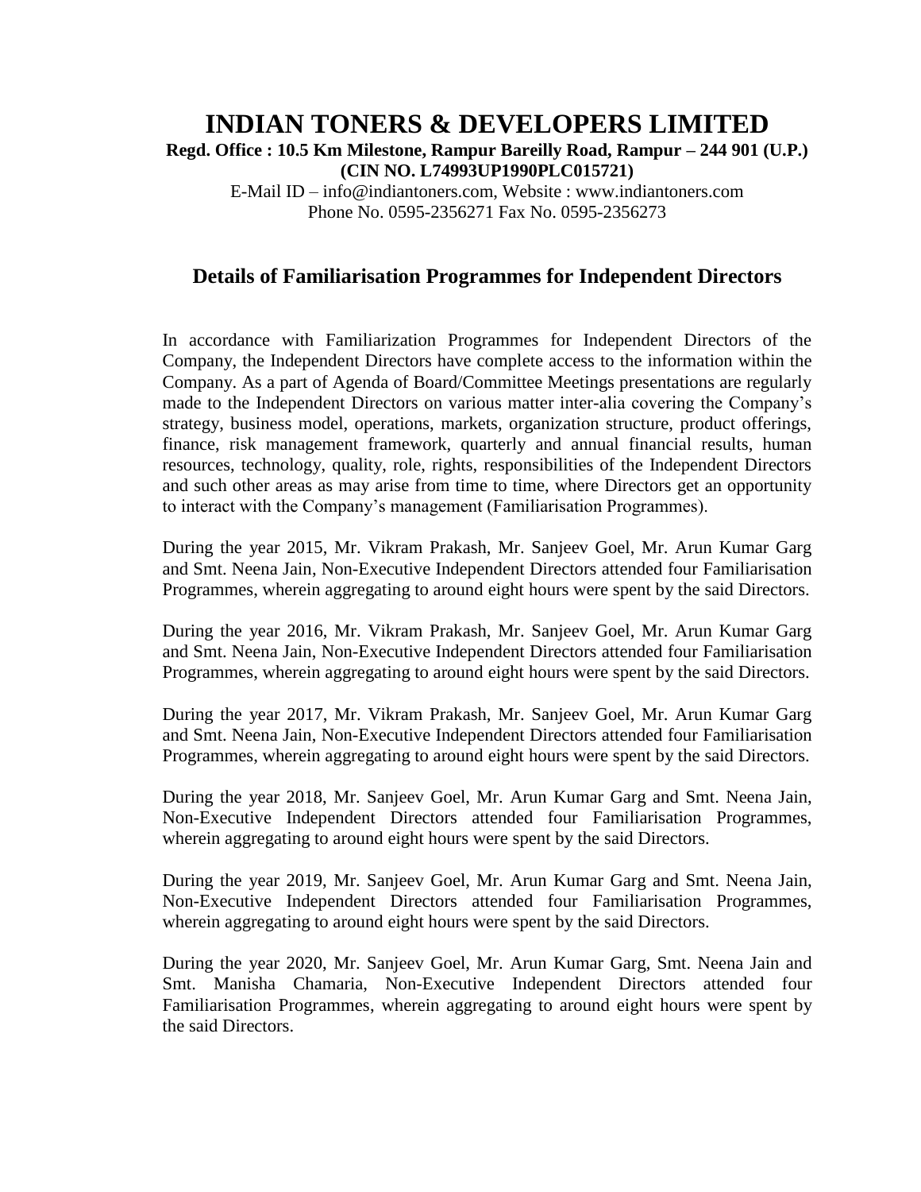# INDIAN TONERS & DEVELOPERS LIMITED

**Regd. Office : 10.5 Km Milestone, Rampur Bareilly Road, Rampur – 244 901 (U.P.)**
**(CIN NO. L74993UP1990PLC015721)**

E-Mail ID – info@indiantoners.com, Website : www.indiantoners.com
Phone No. 0595-2356271 Fax No. 0595-2356273

## Details of Familiarisation Programmes for Independent Directors

In accordance with Familiarization Programmes for Independent Directors of the Company, the Independent Directors have complete access to the information within the Company. As a part of Agenda of Board/Committee Meetings presentations are regularly made to the Independent Directors on various matter inter-alia covering the Company's strategy, business model, operations, markets, organization structure, product offerings, finance, risk management framework, quarterly and annual financial results, human resources, technology, quality, role, rights, responsibilities of the Independent Directors and such other areas as may arise from time to time, where Directors get an opportunity to interact with the Company's management (Familiarisation Programmes).

During the year 2015, Mr. Vikram Prakash, Mr. Sanjeev Goel, Mr. Arun Kumar Garg and Smt. Neena Jain, Non-Executive Independent Directors attended four Familiarisation Programmes, wherein aggregating to around eight hours were spent by the said Directors.

During the year 2016, Mr. Vikram Prakash, Mr. Sanjeev Goel, Mr. Arun Kumar Garg and Smt. Neena Jain, Non-Executive Independent Directors attended four Familiarisation Programmes, wherein aggregating to around eight hours were spent by the said Directors.

During the year 2017, Mr. Vikram Prakash, Mr. Sanjeev Goel, Mr. Arun Kumar Garg and Smt. Neena Jain, Non-Executive Independent Directors attended four Familiarisation Programmes, wherein aggregating to around eight hours were spent by the said Directors.

During the year 2018, Mr. Sanjeev Goel, Mr. Arun Kumar Garg and Smt. Neena Jain, Non-Executive Independent Directors attended four Familiarisation Programmes, wherein aggregating to around eight hours were spent by the said Directors.

During the year 2019, Mr. Sanjeev Goel, Mr. Arun Kumar Garg and Smt. Neena Jain, Non-Executive Independent Directors attended four Familiarisation Programmes, wherein aggregating to around eight hours were spent by the said Directors.

During the year 2020, Mr. Sanjeev Goel, Mr. Arun Kumar Garg, Smt. Neena Jain and Smt. Manisha Chamaria, Non-Executive Independent Directors attended four Familiarisation Programmes, wherein aggregating to around eight hours were spent by the said Directors.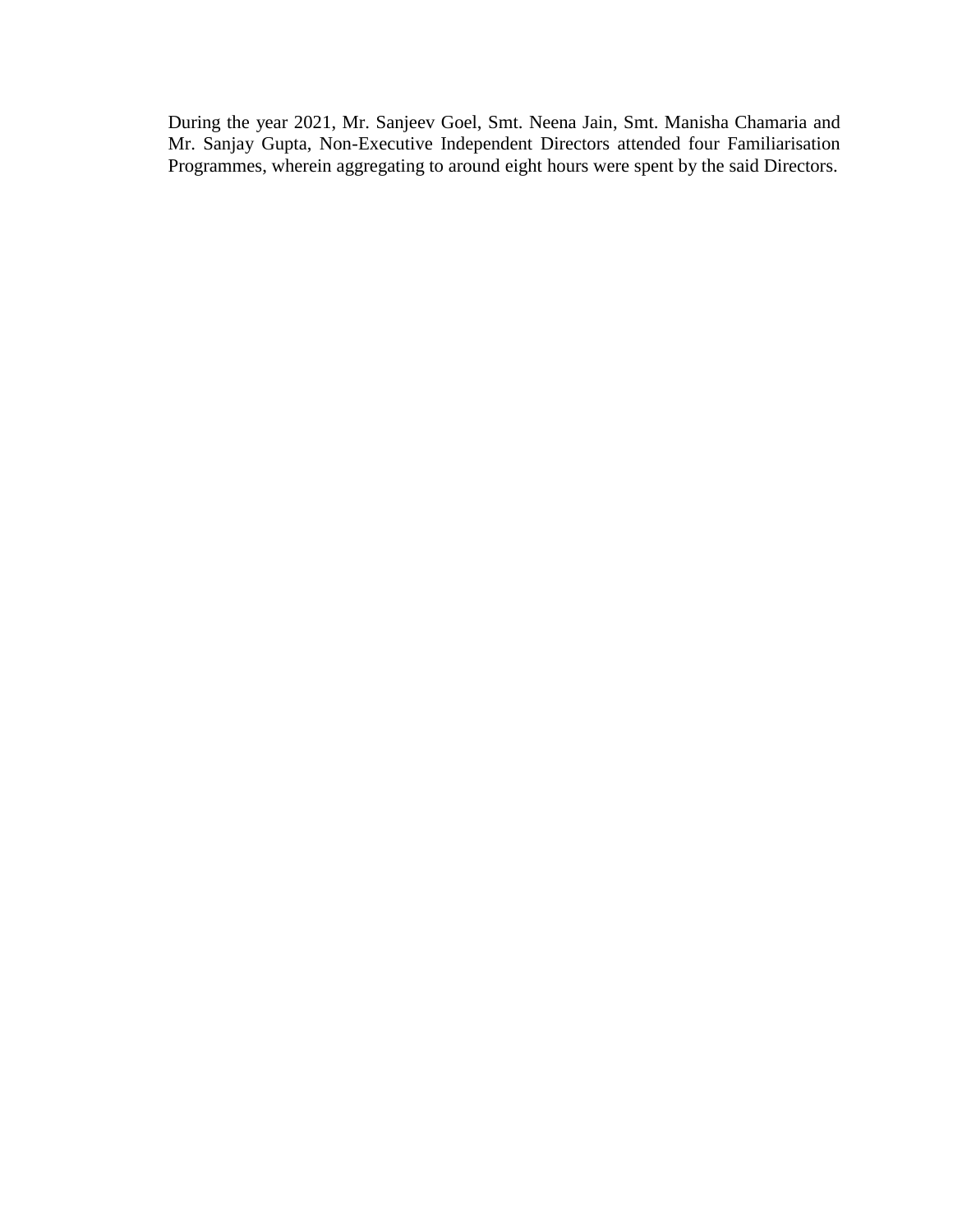During the year 2021, Mr. Sanjeev Goel, Smt. Neena Jain, Smt. Manisha Chamaria and Mr. Sanjay Gupta, Non-Executive Independent Directors attended four Familiarisation Programmes, wherein aggregating to around eight hours were spent by the said Directors.